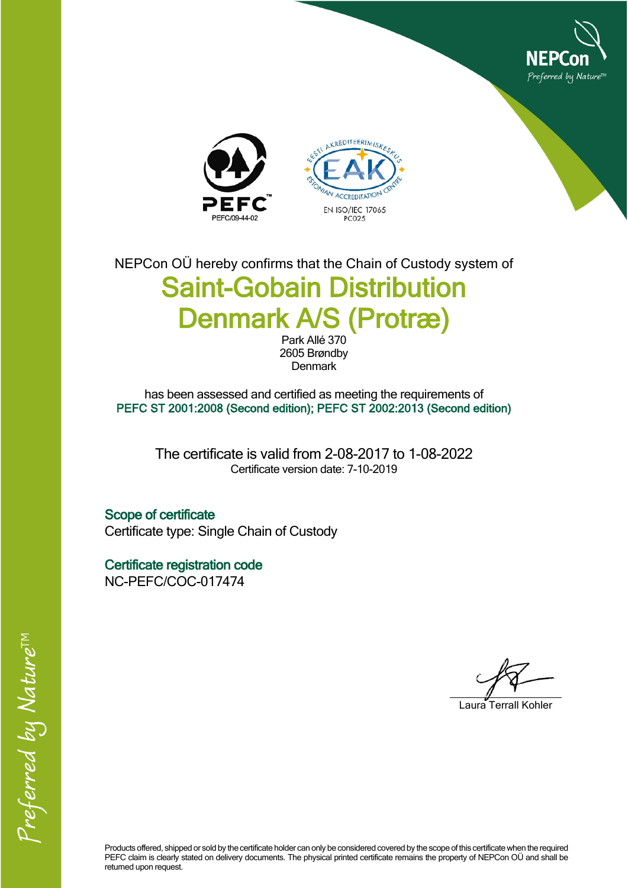NEPCon
Preferred by Nature™

PEFC/09-44-02

EESTI AKREDITEERIMISKESKUS
EAK
ESTONIAN ACCREDITATION CENTRE
EN ISO/IEC 17065
PC025

NEPCon OÜ hereby confirms that the Chain of Custody system of

# Saint-Gobain Distribution Denmark A/S (Protræ)

Park Allé 370
2605 Brøndby
Denmark

has been assessed and certified as meeting the requirements of
PEFC ST 2001:2008 (Second edition); PEFC ST 2002:2013 (Second edition)

The certificate is valid from 2-08-2017 to 1-08-2022
Certificate version date: 7-10-2019

## Scope of certificate

Certificate type: Single Chain of Custody

## Certificate registration code

NC-PEFC/COC-017474

Laura Terrall Kohler

Products offered, shipped or sold by the certificate holder can only be considered covered by the scope of this certificate when the required PEFC claim is clearly stated on delivery documents. The physical printed certificate remains the property of NEPCon OÜ and shall be returned upon request.

Preferred by Nature™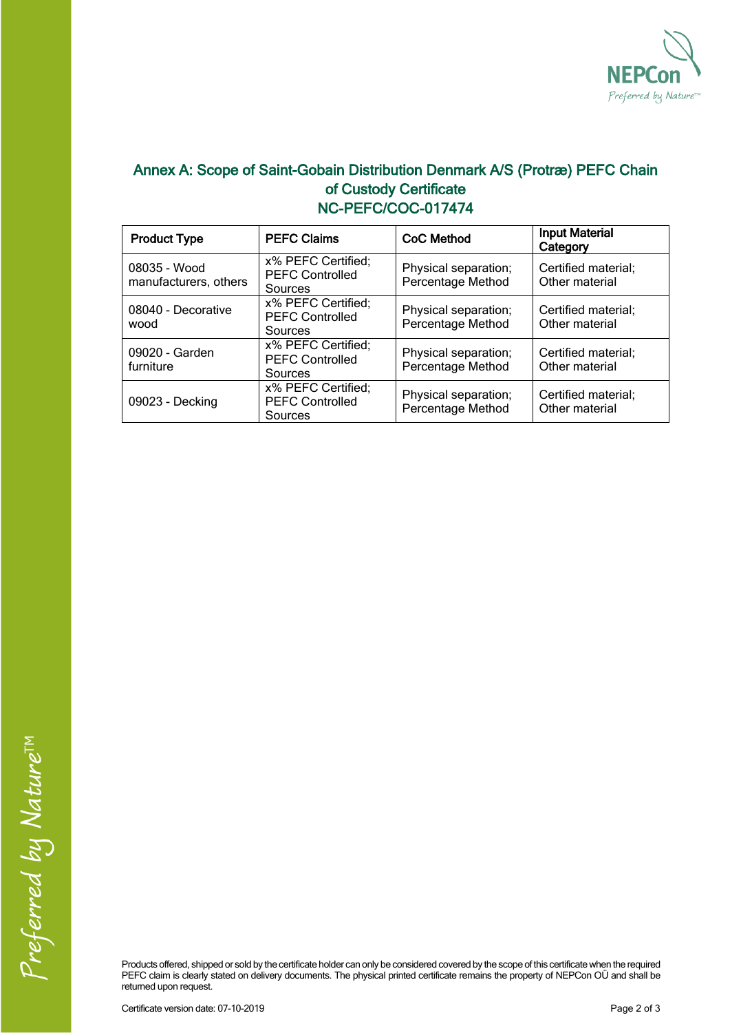## Annex A: Scope of Saint-Gobain Distribution Denmark A/S (Protræ) PEFC Chain of Custody Certificate
## NC-PEFC/COC-017474

| Product Type | PEFC Claims | CoC Method | Input Material Category |
|---|---|---|---|
| 08035 - Wood manufacturers, others | x% PEFC Certified; PEFC Controlled Sources | Physical separation; Percentage Method | Certified material; Other material |
| 08040 - Decorative wood | x% PEFC Certified; PEFC Controlled Sources | Physical separation; Percentage Method | Certified material; Other material |
| 09020 - Garden furniture | x% PEFC Certified; PEFC Controlled Sources | Physical separation; Percentage Method | Certified material; Other material |
| 09023 - Decking | x% PEFC Certified; PEFC Controlled Sources | Physical separation; Percentage Method | Certified material; Other material |

Products offered, shipped or sold by the certificate holder can only be considered covered by the scope of this certificate when the required PEFC claim is clearly stated on delivery documents. The physical printed certificate remains the property of NEPCon OÜ and shall be returned upon request.

Certificate version date: 07-10-2019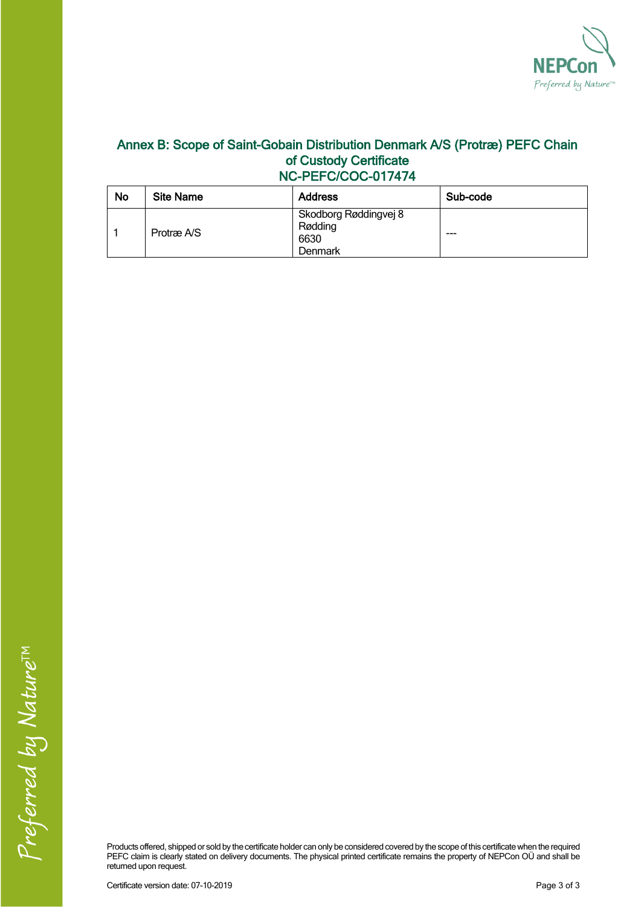## Annex B: Scope of Saint-Gobain Distribution Denmark A/S (Protræ) PEFC Chain of Custody Certificate
## NC-PEFC/COC-017474

| No | Site Name | Address | Sub-code |
|---|---|---|---|
| 1 | Protræ A/S | Skodborg Røddingvej 8<br>Rødding<br>6630<br>Denmark | --- |

Products offered, shipped or sold by the certificate holder can only be considered covered by the scope of this certificate when the required PEFC claim is clearly stated on delivery documents. The physical printed certificate remains the property of NEPCon OÜ and shall be returned upon request.

Certificate version date: 07-10-2019